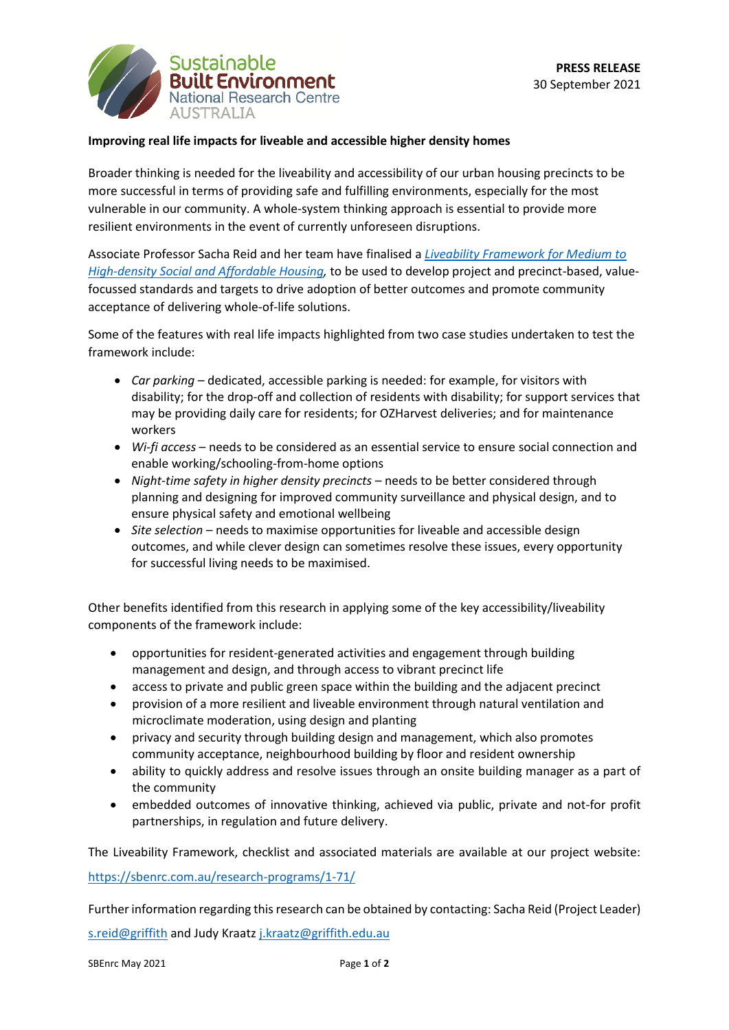Sustainable Built Environment National Research Centre AUSTRALIA

**PRESS RELEASE**
30 September 2021

**Improving real life impacts for liveable and accessible higher density homes**

Broader thinking is needed for the liveability and accessibility of our urban housing precincts to be more successful in terms of providing safe and fulfilling environments, especially for the most vulnerable in our community. A whole-system thinking approach is essential to provide more resilient environments in the event of currently unforeseen disruptions.

Associate Professor Sacha Reid and her team have finalised a *Liveability Framework for Medium to High-density Social and Affordable Housing*, to be used to develop project and precinct-based, value-focussed standards and targets to drive adoption of better outcomes and promote community acceptance of delivering whole-of-life solutions.

Some of the features with real life impacts highlighted from two case studies undertaken to test the framework include:

- *Car parking* – dedicated, accessible parking is needed: for example, for visitors with disability; for the drop-off and collection of residents with disability; for support services that may be providing daily care for residents; for OZHarvest deliveries; and for maintenance workers
- *Wi-fi access* – needs to be considered as an essential service to ensure social connection and enable working/schooling-from-home options
- *Night-time safety in higher density precincts* – needs to be better considered through planning and designing for improved community surveillance and physical design, and to ensure physical safety and emotional wellbeing
- *Site selection* – needs to maximise opportunities for liveable and accessible design outcomes, and while clever design can sometimes resolve these issues, every opportunity for successful living needs to be maximised.

Other benefits identified from this research in applying some of the key accessibility/liveability components of the framework include:

- opportunities for resident-generated activities and engagement through building management and design, and through access to vibrant precinct life
- access to private and public green space within the building and the adjacent precinct
- provision of a more resilient and liveable environment through natural ventilation and microclimate moderation, using design and planting
- privacy and security through building design and management, which also promotes community acceptance, neighbourhood building by floor and resident ownership
- ability to quickly address and resolve issues through an onsite building manager as a part of the community
- embedded outcomes of innovative thinking, achieved via public, private and not-for profit partnerships, in regulation and future delivery.

The Liveability Framework, checklist and associated materials are available at our project website: https://sbenrc.com.au/research-programs/1-71/

Further information regarding this research can be obtained by contacting: Sacha Reid (Project Leader) s.reid@griffith and Judy Kraatz j.kraatz@griffith.edu.au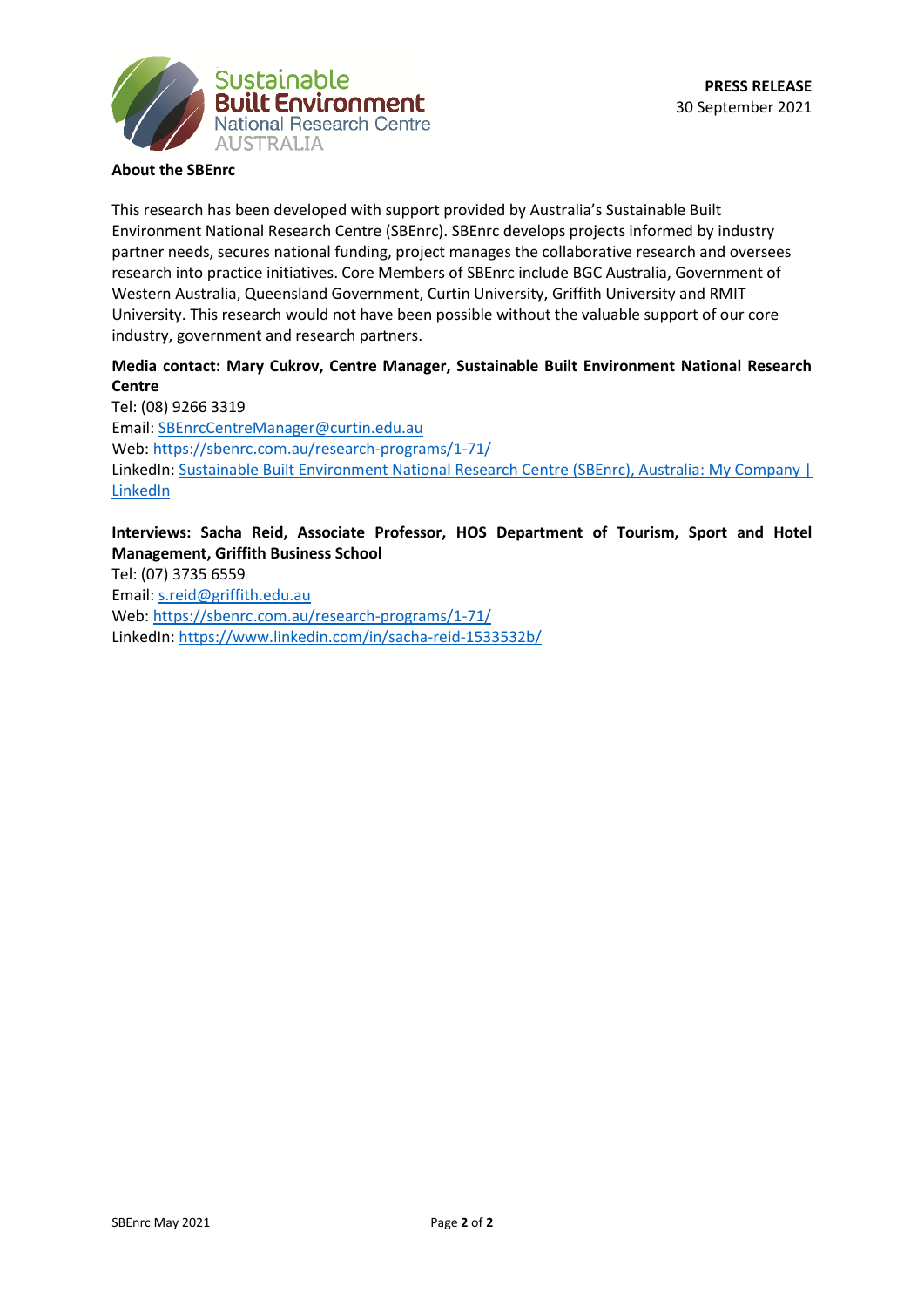**PRESS RELEASE**
30 September 2021

**About the SBEnrc**

This research has been developed with support provided by Australia's Sustainable Built Environment National Research Centre (SBEnrc). SBEnrc develops projects informed by industry partner needs, secures national funding, project manages the collaborative research and oversees research into practice initiatives. Core Members of SBEnrc include BGC Australia, Government of Western Australia, Queensland Government, Curtin University, Griffith University and RMIT University. This research would not have been possible without the valuable support of our core industry, government and research partners.

**Media contact: Mary Cukrov, Centre Manager, Sustainable Built Environment National Research Centre**

Tel: (08) 9266 3319
Email: SBEnrcCentreManager@curtin.edu.au
Web: https://sbenrc.com.au/research-programs/1-71/
LinkedIn: Sustainable Built Environment National Research Centre (SBEnrc), Australia: My Company | LinkedIn

**Interviews: Sacha Reid, Associate Professor, HOS Department of Tourism, Sport and Hotel Management, Griffith Business School**

Tel: (07) 3735 6559
Email: s.reid@griffith.edu.au
Web: https://sbenrc.com.au/research-programs/1-71/
LinkedIn: https://www.linkedin.com/in/sacha-reid-1533532b/